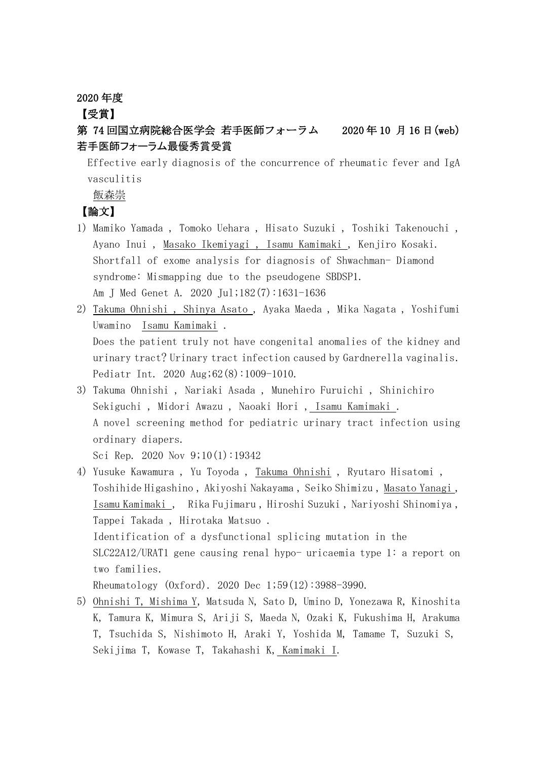2020 年度

【受賞】

第 74 回国立病院総合医学会 若手医師フォーラム　　2020 年 10 月 16 日(web)
若手医師フォーラム最優秀賞受賞

Effective early diagnosis of the concurrence of rheumatic fever and IgA vasculitis

飯森崇

【論文】

1) Mamiko Yamada , Tomoko Uehara , Hisato Suzuki , Toshiki Takenouchi , Ayano Inui , Masako Ikemiyagi , Isamu Kamimaki , Kenjiro Kosaki.
Shortfall of exome analysis for diagnosis of Shwachman- Diamond syndrome: Mismapping due to the pseudogene SBDSP1.
Am J Med Genet A. 2020 Jul;182(7):1631-1636

2) Takuma Ohnishi , Shinya Asato , Ayaka Maeda , Mika Nagata , Yoshifumi Uwamino  Isamu Kamimaki .
Does the patient truly not have congenital anomalies of the kidney and urinary tract? Urinary tract infection caused by Gardnerella vaginalis.
Pediatr Int. 2020 Aug;62(8):1009-1010.

3) Takuma Ohnishi , Nariaki Asada , Munehiro Furuichi , Shinichiro Sekiguchi , Midori Awazu , Naoaki Hori , Isamu Kamimaki .
A novel screening method for pediatric urinary tract infection using ordinary diapers.
Sci Rep. 2020 Nov 9;10(1):19342

4) Yusuke Kawamura , Yu Toyoda , Takuma Ohnishi , Ryutaro Hisatomi , Toshihide Higashino , Akiyoshi Nakayama , Seiko Shimizu , Masato Yanagi , Isamu Kamimaki ,  Rika Fujimaru , Hiroshi Suzuki , Nariyoshi Shinomiya , Tappei Takada , Hirotaka Matsuo .
Identification of a dysfunctional splicing mutation in the SLC22A12/URAT1 gene causing renal hypo- uricaemia type 1: a report on two families.
Rheumatology (Oxford). 2020 Dec 1;59(12):3988-3990.

5) Ohnishi T, Mishima Y, Matsuda N, Sato D, Umino D, Yonezawa R, Kinoshita K, Tamura K, Mimura S, Ariji S, Maeda N, Ozaki K, Fukushima H, Arakuma T, Tsuchida S, Nishimoto H, Araki Y, Yoshida M, Tamame T, Suzuki S, Sekijima T, Kowase T, Takahashi K, Kamimaki I.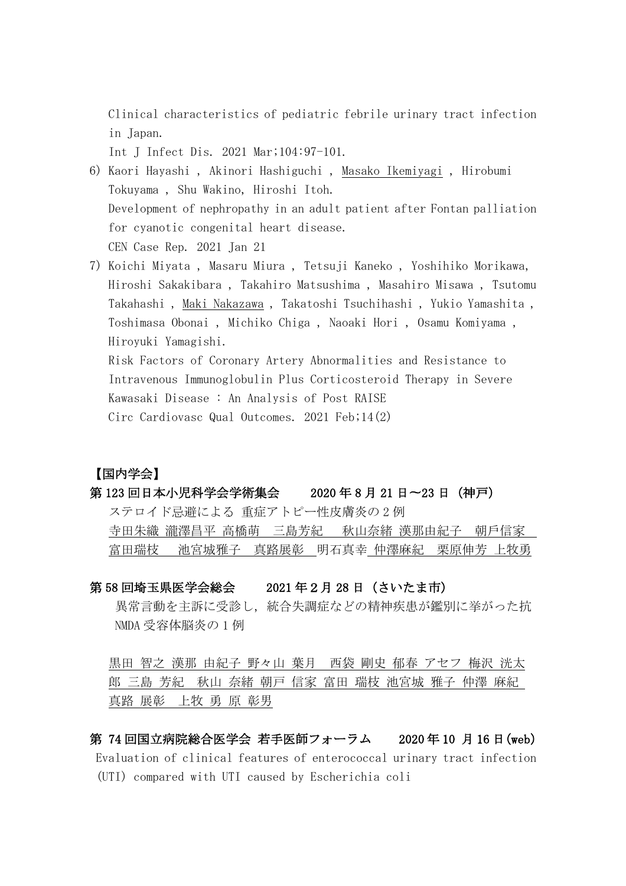Clinical characteristics of pediatric febrile urinary tract infection in Japan.
Int J Infect Dis. 2021 Mar;104:97-101.

6) Kaori Hayashi , Akinori Hashiguchi , <u>Masako Ikemiyagi</u> , Hirobumi Tokuyama , Shu Wakino, Hiroshi Itoh.
Development of nephropathy in an adult patient after Fontan palliation for cyanotic congenital heart disease.
CEN Case Rep. 2021 Jan 21

7) Koichi Miyata , Masaru Miura , Tetsuji Kaneko , Yoshihiko Morikawa, Hiroshi Sakakibara , Takahiro Matsushima , Masahiro Misawa , Tsutomu Takahashi , <u>Maki Nakazawa</u> , Takatoshi Tsuchihashi , Yukio Yamashita , Toshimasa Obonai , Michiko Chiga , Naoaki Hori , Osamu Komiyama , Hiroyuki Yamagishi.
Risk Factors of Coronary Artery Abnormalities and Resistance to Intravenous Immunoglobulin Plus Corticosteroid Therapy in Severe Kawasaki Disease : An Analysis of Post RAISE
Circ Cardiovasc Qual Outcomes. 2021 Feb;14(2)

## 【国内学会】

**第 123 回日本小児科学会学術集会　　2020 年 8 月 21 日～23 日（神戸）**

ステロイド忌避による 重症アトピー性皮膚炎の 2 例

<u>寺田朱織 瀧澤昌平 高橋萌　三島芳紀　 秋山奈緒 漢那由紀子　朝戸信家　富田瑞枝　 池宮城雅子　真路展彰</u>　明石真幸<u> 仲澤麻紀　栗原伸芳 上牧勇</u>

**第 58 回埼玉県医学会総会　　2021 年 2 月 28 日（さいたま市）**

異常言動を主訴に受診し，統合失調症などの精神疾患が鑑別に挙がった抗 NMDA 受容体脳炎の 1 例

<u>黒田 智之 漢那 由紀子 野々山 葉月　西袋 剛史 郁春 アセフ 梅沢 洸太郎 三島 芳紀　秋山 奈緒 朝戸 信家 富田 瑞枝 池宮城 雅子 仲澤 麻紀 真路 展彰　上牧 勇 原 彰男</u>

**第 74 回国立病院総合医学会 若手医師フォーラム　　2020 年 10 月 16 日(web)**

Evaluation of clinical features of enterococcal urinary tract infection (UTI) compared with UTI caused by Escherichia coli